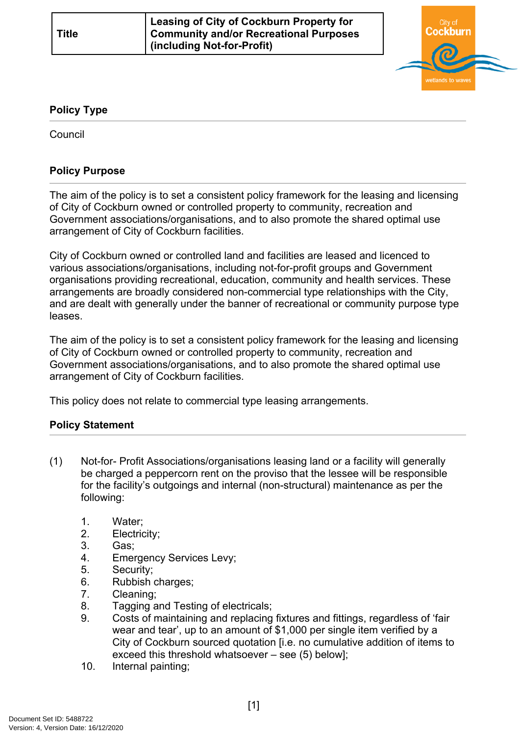| Title | Leasing of City of Cockburn Property for Community and/or Recreational Purposes (including Not-for-Profit) |
|---|---|

## Policy Type

Council

## Policy Purpose

The aim of the policy is to set a consistent policy framework for the leasing and licensing of City of Cockburn owned or controlled property to community, recreation and Government associations/organisations, and to also promote the shared optimal use arrangement of City of Cockburn facilities.

City of Cockburn owned or controlled land and facilities are leased and licenced to various associations/organisations, including not-for-profit groups and Government organisations providing recreational, education, community and health services. These arrangements are broadly considered non-commercial type relationships with the City, and are dealt with generally under the banner of recreational or community purpose type leases.

The aim of the policy is to set a consistent policy framework for the leasing and licensing of City of Cockburn owned or controlled property to community, recreation and Government associations/organisations, and to also promote the shared optimal use arrangement of City of Cockburn facilities.

This policy does not relate to commercial type leasing arrangements.

## Policy Statement

(1) Not-for- Profit Associations/organisations leasing land or a facility will generally be charged a peppercorn rent on the proviso that the lessee will be responsible for the facility's outgoings and internal (non-structural) maintenance as per the following:

1. Water;
2. Electricity;
3. Gas;
4. Emergency Services Levy;
5. Security;
6. Rubbish charges;
7. Cleaning;
8. Tagging and Testing of electricals;
9. Costs of maintaining and replacing fixtures and fittings, regardless of 'fair wear and tear', up to an amount of $1,000 per single item verified by a City of Cockburn sourced quotation [i.e. no cumulative addition of items to exceed this threshold whatsoever – see (5) below];
10. Internal painting;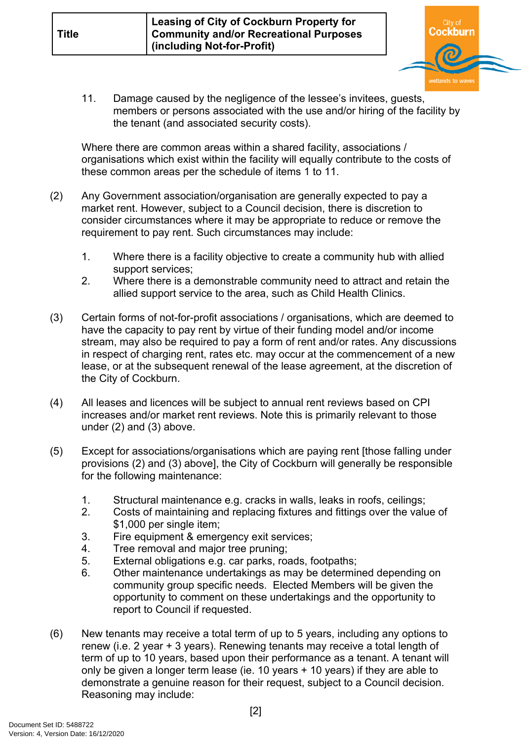11. Damage caused by the negligence of the lessee's invitees, guests, members or persons associated with the use and/or hiring of the facility by the tenant (and associated security costs).

Where there are common areas within a shared facility, associations / organisations which exist within the facility will equally contribute to the costs of these common areas per the schedule of items 1 to 11.

(2) Any Government association/organisation are generally expected to pay a market rent. However, subject to a Council decision, there is discretion to consider circumstances where it may be appropriate to reduce or remove the requirement to pay rent. Such circumstances may include:

1. Where there is a facility objective to create a community hub with allied support services;
2. Where there is a demonstrable community need to attract and retain the allied support service to the area, such as Child Health Clinics.

(3) Certain forms of not-for-profit associations / organisations, which are deemed to have the capacity to pay rent by virtue of their funding model and/or income stream, may also be required to pay a form of rent and/or rates. Any discussions in respect of charging rent, rates etc. may occur at the commencement of a new lease, or at the subsequent renewal of the lease agreement, at the discretion of the City of Cockburn.

(4) All leases and licences will be subject to annual rent reviews based on CPI increases and/or market rent reviews. Note this is primarily relevant to those under (2) and (3) above.

(5) Except for associations/organisations which are paying rent [those falling under provisions (2) and (3) above], the City of Cockburn will generally be responsible for the following maintenance:

1. Structural maintenance e.g. cracks in walls, leaks in roofs, ceilings;
2. Costs of maintaining and replacing fixtures and fittings over the value of $1,000 per single item;
3. Fire equipment & emergency exit services;
4. Tree removal and major tree pruning;
5. External obligations e.g. car parks, roads, footpaths;
6. Other maintenance undertakings as may be determined depending on community group specific needs. Elected Members will be given the opportunity to comment on these undertakings and the opportunity to report to Council if requested.

(6) New tenants may receive a total term of up to 5 years, including any options to renew (i.e. 2 year + 3 years). Renewing tenants may receive a total length of term of up to 10 years, based upon their performance as a tenant. A tenant will only be given a longer term lease (ie. 10 years + 10 years) if they are able to demonstrate a genuine reason for their request, subject to a Council decision. Reasoning may include: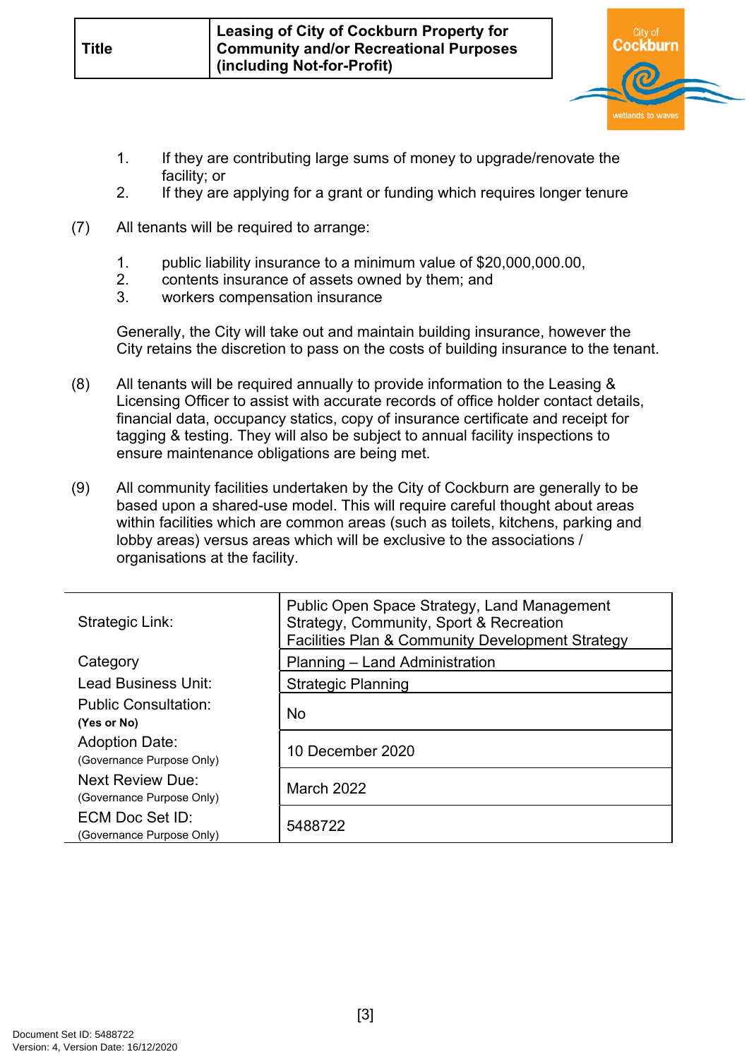1. If they are contributing large sums of money to upgrade/renovate the facility; or
2. If they are applying for a grant or funding which requires longer tenure

(7) All tenants will be required to arrange:

1. public liability insurance to a minimum value of $20,000,000.00,
2. contents insurance of assets owned by them; and
3. workers compensation insurance

Generally, the City will take out and maintain building insurance, however the City retains the discretion to pass on the costs of building insurance to the tenant.

(8) All tenants will be required annually to provide information to the Leasing & Licensing Officer to assist with accurate records of office holder contact details, financial data, occupancy statics, copy of insurance certificate and receipt for tagging & testing. They will also be subject to annual facility inspections to ensure maintenance obligations are being met.

(9) All community facilities undertaken by the City of Cockburn are generally to be based upon a shared-use model. This will require careful thought about areas within facilities which are common areas (such as toilets, kitchens, parking and lobby areas) versus areas which will be exclusive to the associations / organisations at the facility.

| | |
|---|---|
| Strategic Link: | Public Open Space Strategy, Land Management Strategy, Community, Sport & Recreation Facilities Plan & Community Development Strategy |
| Category | Planning – Land Administration |
| Lead Business Unit: | Strategic Planning |
| Public Consultation: **(Yes or No)** | No |
| Adoption Date: (Governance Purpose Only) | 10 December 2020 |
| Next Review Due: (Governance Purpose Only) | March 2022 |
| ECM Doc Set ID: (Governance Purpose Only) | 5488722 |